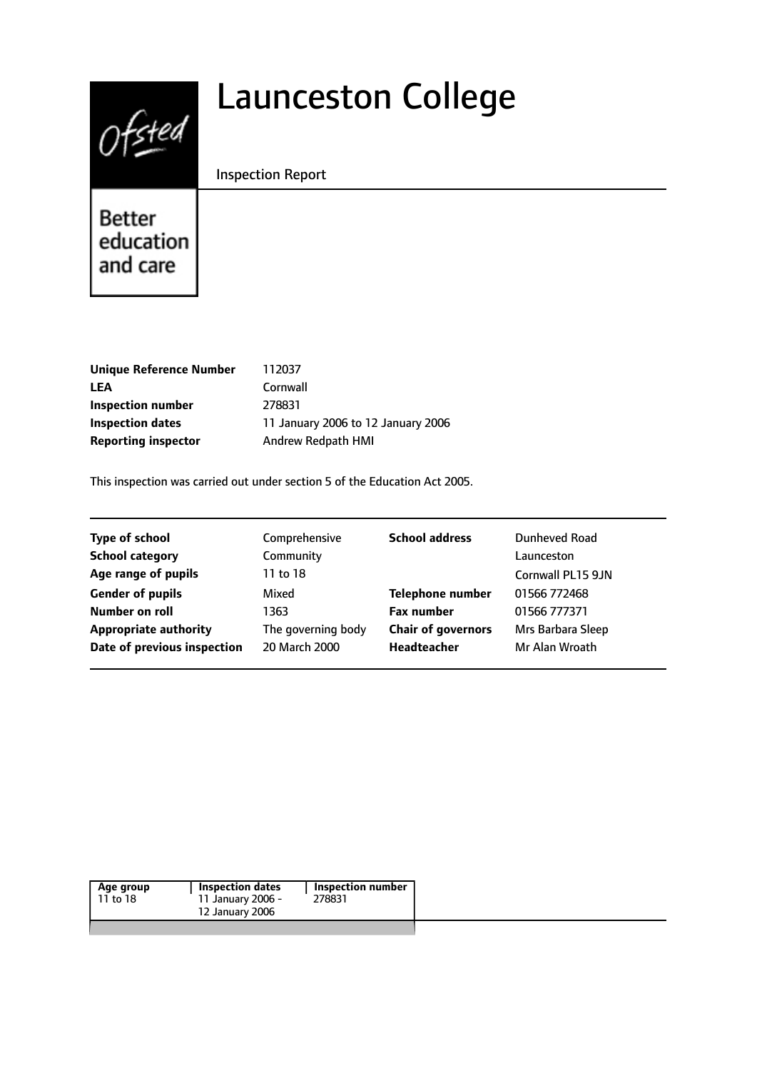# Launceston College

Inspection Report

Better education and care

| | |
|---|---|
| **Unique Reference Number** | 112037 |
| **LEA** | Cornwall |
| **Inspection number** | 278831 |
| **Inspection dates** | 11 January 2006 to 12 January 2006 |
| **Reporting inspector** | Andrew Redpath HMI |

This inspection was carried out under section 5 of the Education Act 2005.

| | | | |
|---|---|---|---|
| **Type of school** | Comprehensive | **School address** | Dunheved Road |
| **School category** | Community | | Launceston |
| **Age range of pupils** | 11 to 18 | | Cornwall PL15 9JN |
| **Gender of pupils** | Mixed | **Telephone number** | 01566 772468 |
| **Number on roll** | 1363 | **Fax number** | 01566 777371 |
| **Appropriate authority** | The governing body | **Chair of governors** | Mrs Barbara Sleep |
| **Date of previous inspection** | 20 March 2000 | **Headteacher** | Mr Alan Wroath |

| Age group | Inspection dates | Inspection number |
|---|---|---|
| 11 to 18 | 11 January 2006 - 12 January 2006 | 278831 |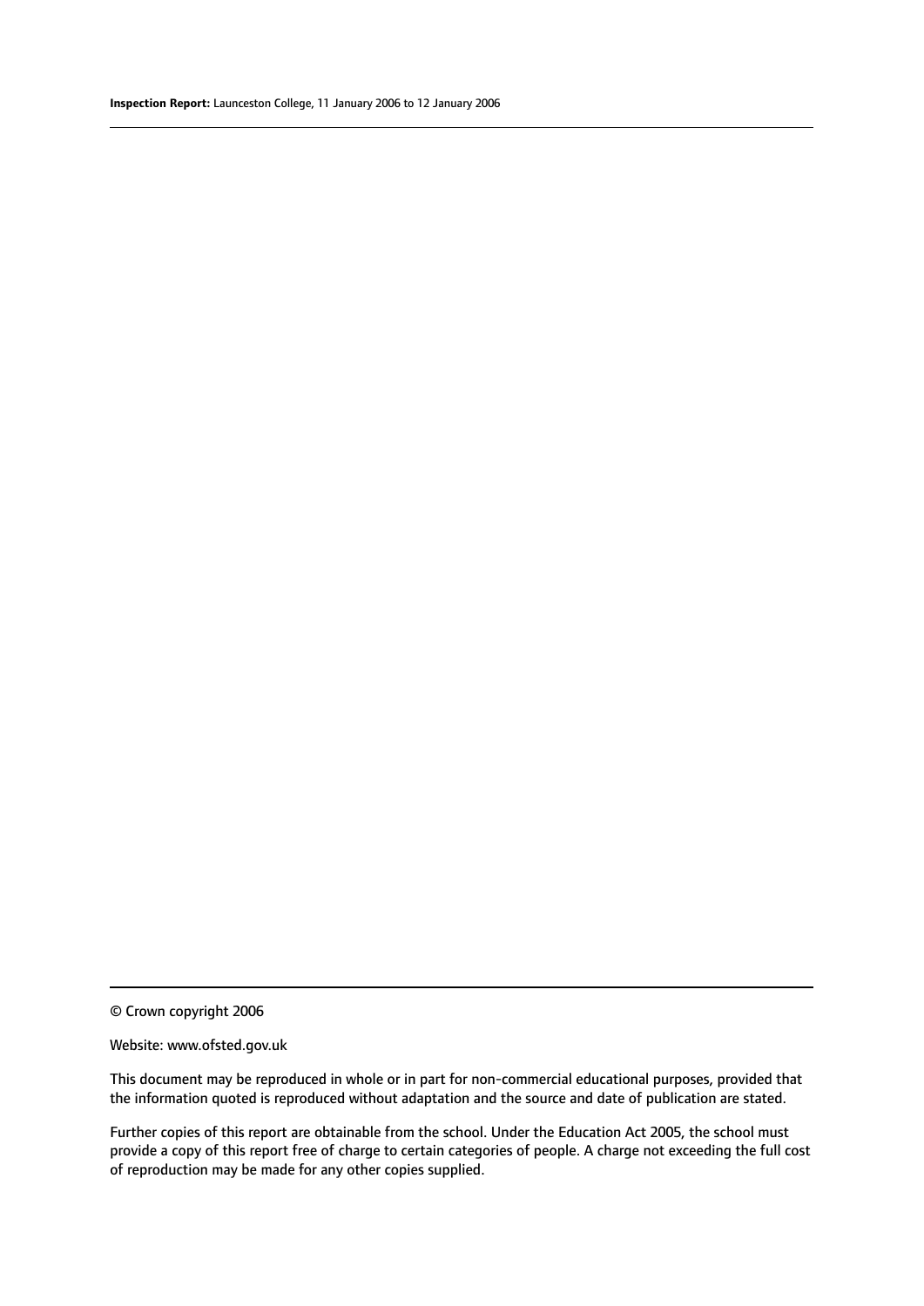© Crown copyright 2006

Website: www.ofsted.gov.uk

This document may be reproduced in whole or in part for non-commercial educational purposes, provided that the information quoted is reproduced without adaptation and the source and date of publication are stated.

Further copies of this report are obtainable from the school. Under the Education Act 2005, the school must provide a copy of this report free of charge to certain categories of people. A charge not exceeding the full cost of reproduction may be made for any other copies supplied.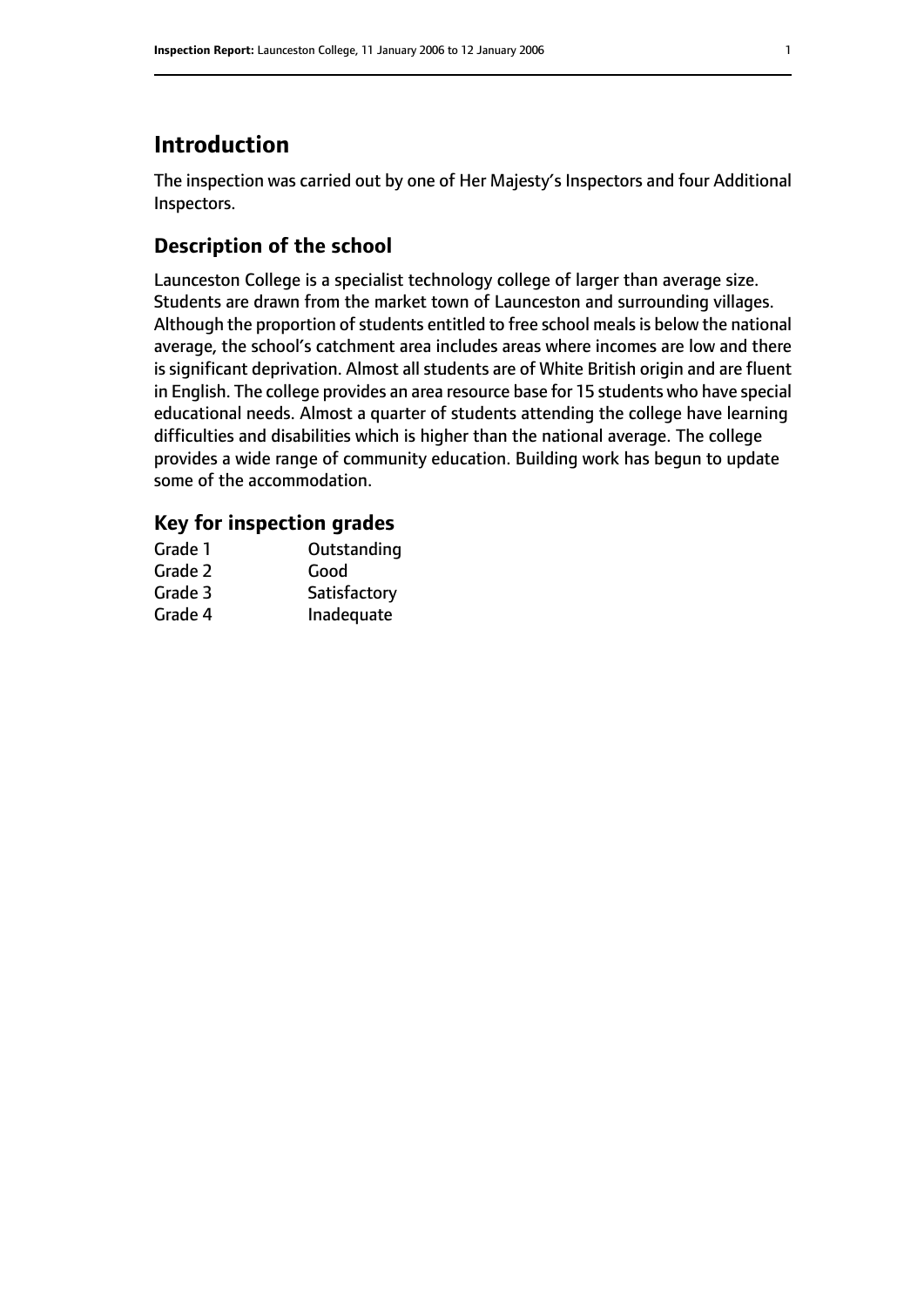# Introduction

The inspection was carried out by one of Her Majesty's Inspectors and four Additional Inspectors.

## Description of the school

Launceston College is a specialist technology college of larger than average size. Students are drawn from the market town of Launceston and surrounding villages. Although the proportion of students entitled to free school meals is below the national average, the school's catchment area includes areas where incomes are low and there is significant deprivation. Almost all students are of White British origin and are fluent in English. The college provides an area resource base for 15 students who have special educational needs. Almost a quarter of students attending the college have learning difficulties and disabilities which is higher than the national average. The college provides a wide range of community education. Building work has begun to update some of the accommodation.

## Key for inspection grades

| | |
|---|---|
| Grade 1 | Outstanding |
| Grade 2 | Good |
| Grade 3 | Satisfactory |
| Grade 4 | Inadequate |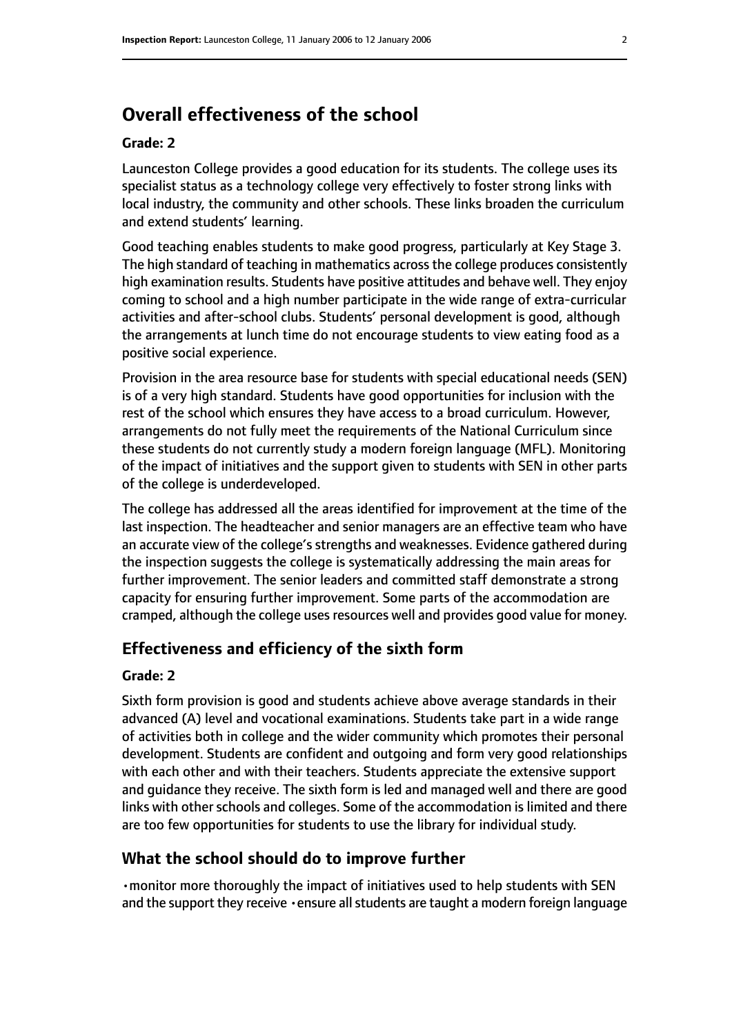## Overall effectiveness of the school

### Grade: 2

Launceston College provides a good education for its students. The college uses its specialist status as a technology college very effectively to foster strong links with local industry, the community and other schools. These links broaden the curriculum and extend students' learning.

Good teaching enables students to make good progress, particularly at Key Stage 3. The high standard of teaching in mathematics across the college produces consistently high examination results. Students have positive attitudes and behave well. They enjoy coming to school and a high number participate in the wide range of extra-curricular activities and after-school clubs. Students' personal development is good, although the arrangements at lunch time do not encourage students to view eating food as a positive social experience.

Provision in the area resource base for students with special educational needs (SEN) is of a very high standard. Students have good opportunities for inclusion with the rest of the school which ensures they have access to a broad curriculum. However, arrangements do not fully meet the requirements of the National Curriculum since these students do not currently study a modern foreign language (MFL). Monitoring of the impact of initiatives and the support given to students with SEN in other parts of the college is underdeveloped.

The college has addressed all the areas identified for improvement at the time of the last inspection. The headteacher and senior managers are an effective team who have an accurate view of the college's strengths and weaknesses. Evidence gathered during the inspection suggests the college is systematically addressing the main areas for further improvement. The senior leaders and committed staff demonstrate a strong capacity for ensuring further improvement. Some parts of the accommodation are cramped, although the college uses resources well and provides good value for money.

## Effectiveness and efficiency of the sixth form

### Grade: 2

Sixth form provision is good and students achieve above average standards in their advanced (A) level and vocational examinations. Students take part in a wide range of activities both in college and the wider community which promotes their personal development. Students are confident and outgoing and form very good relationships with each other and with their teachers. Students appreciate the extensive support and guidance they receive. The sixth form is led and managed well and there are good links with other schools and colleges. Some of the accommodation is limited and there are too few opportunities for students to use the library for individual study.

## What the school should do to improve further

- monitor more thoroughly the impact of initiatives used to help students with SEN and the support they receive
- ensure all students are taught a modern foreign language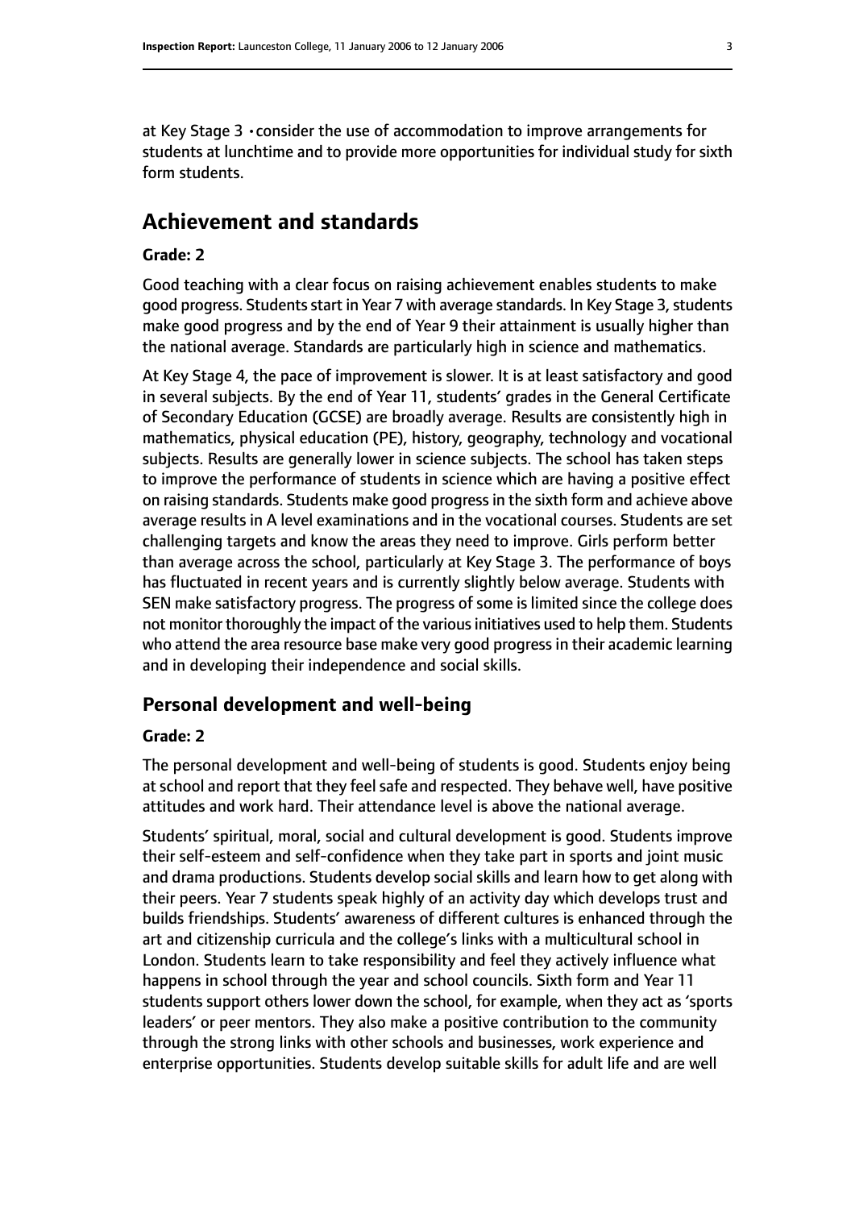at Key Stage 3 •consider the use of accommodation to improve arrangements for students at lunchtime and to provide more opportunities for individual study for sixth form students.

## Achievement and standards

**Grade: 2**

Good teaching with a clear focus on raising achievement enables students to make good progress. Students start in Year 7 with average standards. In Key Stage 3, students make good progress and by the end of Year 9 their attainment is usually higher than the national average. Standards are particularly high in science and mathematics.

At Key Stage 4, the pace of improvement is slower. It is at least satisfactory and good in several subjects. By the end of Year 11, students' grades in the General Certificate of Secondary Education (GCSE) are broadly average. Results are consistently high in mathematics, physical education (PE), history, geography, technology and vocational subjects. Results are generally lower in science subjects. The school has taken steps to improve the performance of students in science which are having a positive effect on raising standards. Students make good progress in the sixth form and achieve above average results in A level examinations and in the vocational courses. Students are set challenging targets and know the areas they need to improve. Girls perform better than average across the school, particularly at Key Stage 3. The performance of boys has fluctuated in recent years and is currently slightly below average. Students with SEN make satisfactory progress. The progress of some is limited since the college does not monitor thoroughly the impact of the various initiatives used to help them. Students who attend the area resource base make very good progress in their academic learning and in developing their independence and social skills.

### Personal development and well-being

**Grade: 2**

The personal development and well-being of students is good. Students enjoy being at school and report that they feel safe and respected. They behave well, have positive attitudes and work hard. Their attendance level is above the national average.

Students' spiritual, moral, social and cultural development is good. Students improve their self-esteem and self-confidence when they take part in sports and joint music and drama productions. Students develop social skills and learn how to get along with their peers. Year 7 students speak highly of an activity day which develops trust and builds friendships. Students' awareness of different cultures is enhanced through the art and citizenship curricula and the college's links with a multicultural school in London. Students learn to take responsibility and feel they actively influence what happens in school through the year and school councils. Sixth form and Year 11 students support others lower down the school, for example, when they act as 'sports leaders' or peer mentors. They also make a positive contribution to the community through the strong links with other schools and businesses, work experience and enterprise opportunities. Students develop suitable skills for adult life and are well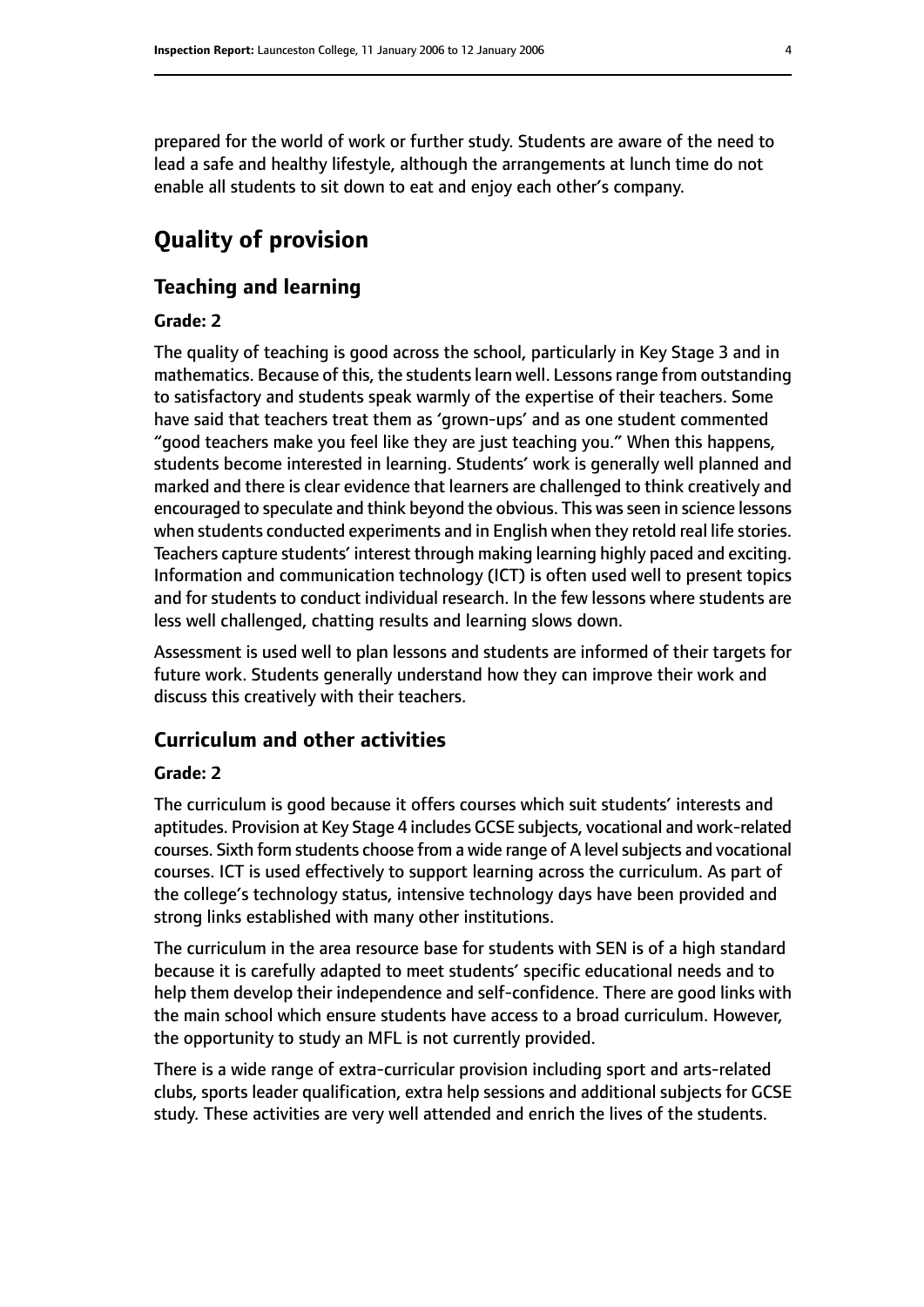prepared for the world of work or further study. Students are aware of the need to lead a safe and healthy lifestyle, although the arrangements at lunch time do not enable all students to sit down to eat and enjoy each other's company.

# Quality of provision

## Teaching and learning

### Grade: 2

The quality of teaching is good across the school, particularly in Key Stage 3 and in mathematics. Because of this, the students learn well. Lessons range from outstanding to satisfactory and students speak warmly of the expertise of their teachers. Some have said that teachers treat them as 'grown-ups' and as one student commented "good teachers make you feel like they are just teaching you." When this happens, students become interested in learning. Students' work is generally well planned and marked and there is clear evidence that learners are challenged to think creatively and encouraged to speculate and think beyond the obvious. This was seen in science lessons when students conducted experiments and in English when they retold real life stories. Teachers capture students' interest through making learning highly paced and exciting. Information and communication technology (ICT) is often used well to present topics and for students to conduct individual research. In the few lessons where students are less well challenged, chatting results and learning slows down.

Assessment is used well to plan lessons and students are informed of their targets for future work. Students generally understand how they can improve their work and discuss this creatively with their teachers.

## Curriculum and other activities

### Grade: 2

The curriculum is good because it offers courses which suit students' interests and aptitudes. Provision at Key Stage 4 includes GCSE subjects, vocational and work-related courses. Sixth form students choose from a wide range of A level subjects and vocational courses. ICT is used effectively to support learning across the curriculum. As part of the college's technology status, intensive technology days have been provided and strong links established with many other institutions.

The curriculum in the area resource base for students with SEN is of a high standard because it is carefully adapted to meet students' specific educational needs and to help them develop their independence and self-confidence. There are good links with the main school which ensure students have access to a broad curriculum. However, the opportunity to study an MFL is not currently provided.

There is a wide range of extra-curricular provision including sport and arts-related clubs, sports leader qualification, extra help sessions and additional subjects for GCSE study. These activities are very well attended and enrich the lives of the students.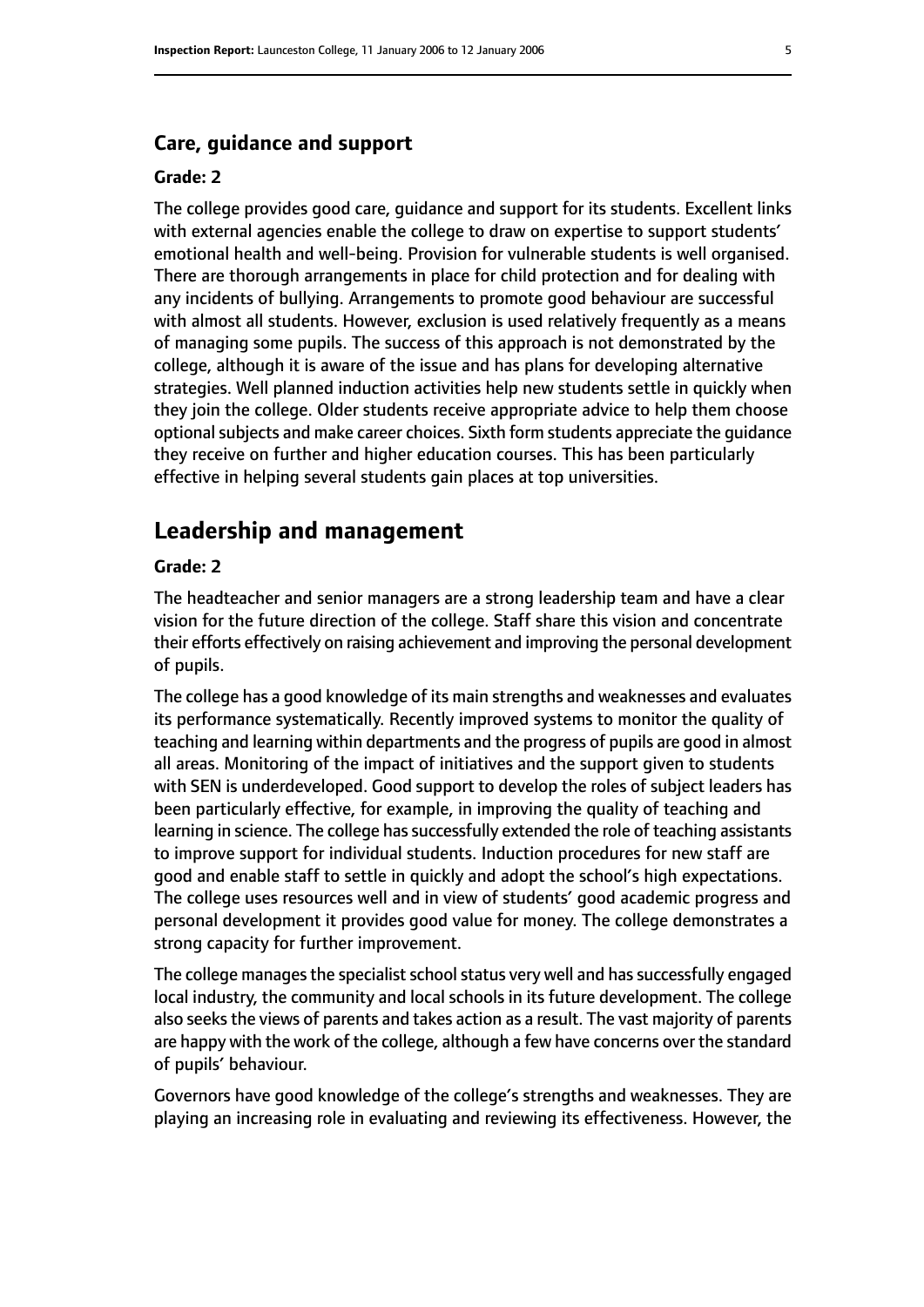### Care, guidance and support

#### Grade: 2

The college provides good care, guidance and support for its students. Excellent links with external agencies enable the college to draw on expertise to support students' emotional health and well-being. Provision for vulnerable students is well organised. There are thorough arrangements in place for child protection and for dealing with any incidents of bullying. Arrangements to promote good behaviour are successful with almost all students. However, exclusion is used relatively frequently as a means of managing some pupils. The success of this approach is not demonstrated by the college, although it is aware of the issue and has plans for developing alternative strategies. Well planned induction activities help new students settle in quickly when they join the college. Older students receive appropriate advice to help them choose optional subjects and make career choices. Sixth form students appreciate the guidance they receive on further and higher education courses. This has been particularly effective in helping several students gain places at top universities.

## Leadership and management

#### Grade: 2

The headteacher and senior managers are a strong leadership team and have a clear vision for the future direction of the college. Staff share this vision and concentrate their efforts effectively on raising achievement and improving the personal development of pupils.

The college has a good knowledge of its main strengths and weaknesses and evaluates its performance systematically. Recently improved systems to monitor the quality of teaching and learning within departments and the progress of pupils are good in almost all areas. Monitoring of the impact of initiatives and the support given to students with SEN is underdeveloped. Good support to develop the roles of subject leaders has been particularly effective, for example, in improving the quality of teaching and learning in science. The college has successfully extended the role of teaching assistants to improve support for individual students. Induction procedures for new staff are good and enable staff to settle in quickly and adopt the school's high expectations. The college uses resources well and in view of students' good academic progress and personal development it provides good value for money. The college demonstrates a strong capacity for further improvement.

The college manages the specialist school status very well and has successfully engaged local industry, the community and local schools in its future development. The college also seeks the views of parents and takes action as a result. The vast majority of parents are happy with the work of the college, although a few have concerns over the standard of pupils' behaviour.

Governors have good knowledge of the college's strengths and weaknesses. They are playing an increasing role in evaluating and reviewing its effectiveness. However, the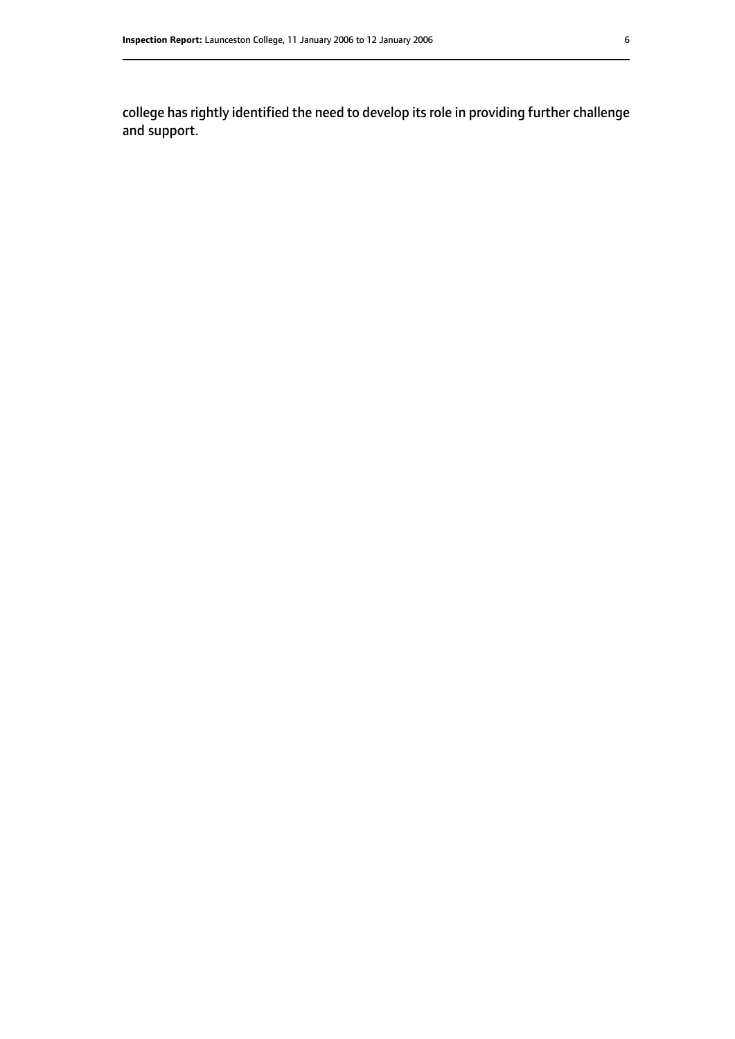college has rightly identified the need to develop its role in providing further challenge and support.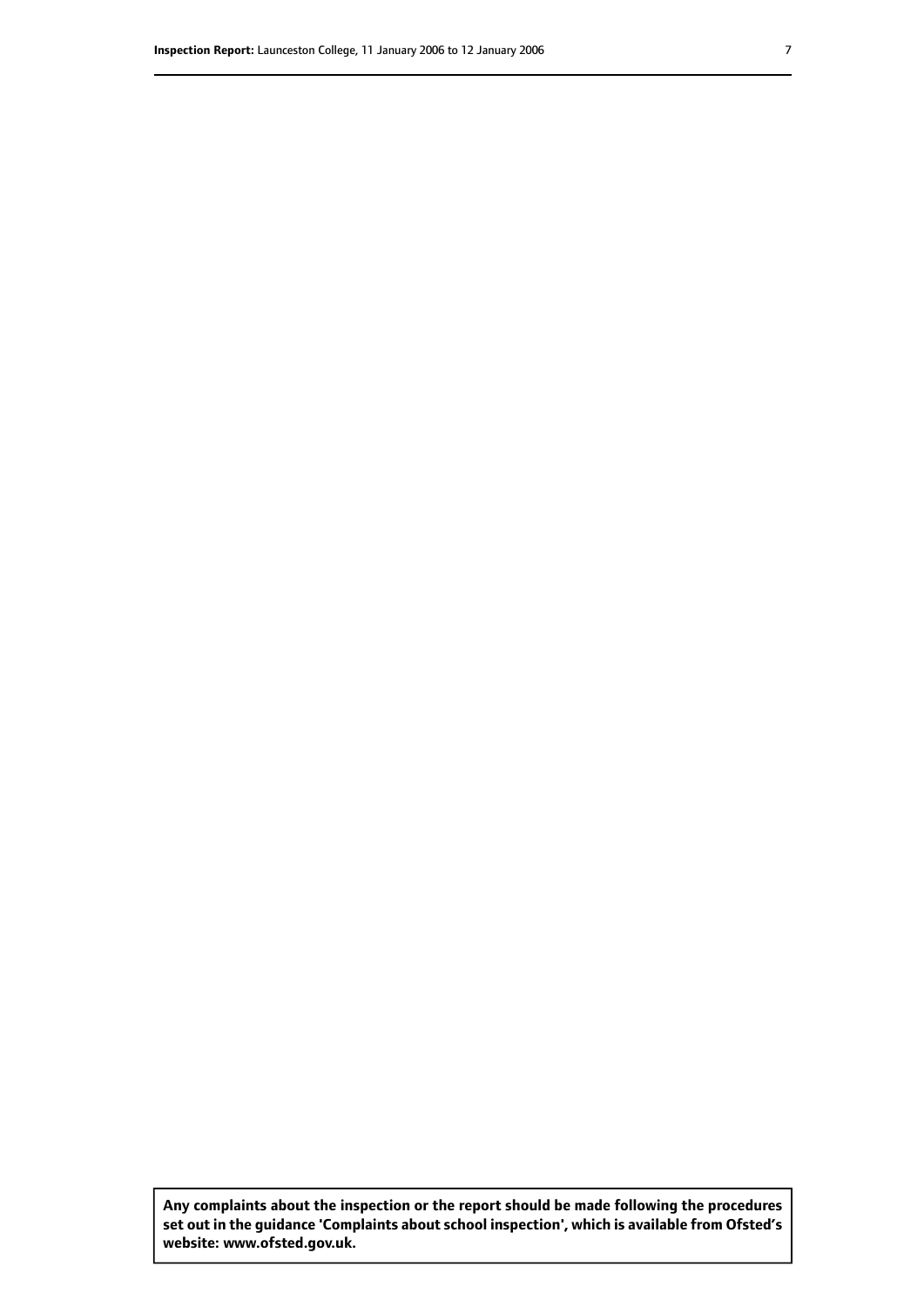**Any complaints about the inspection or the report should be made following the procedures set out in the guidance 'Complaints about school inspection', which is available from Ofsted's website: www.ofsted.gov.uk.**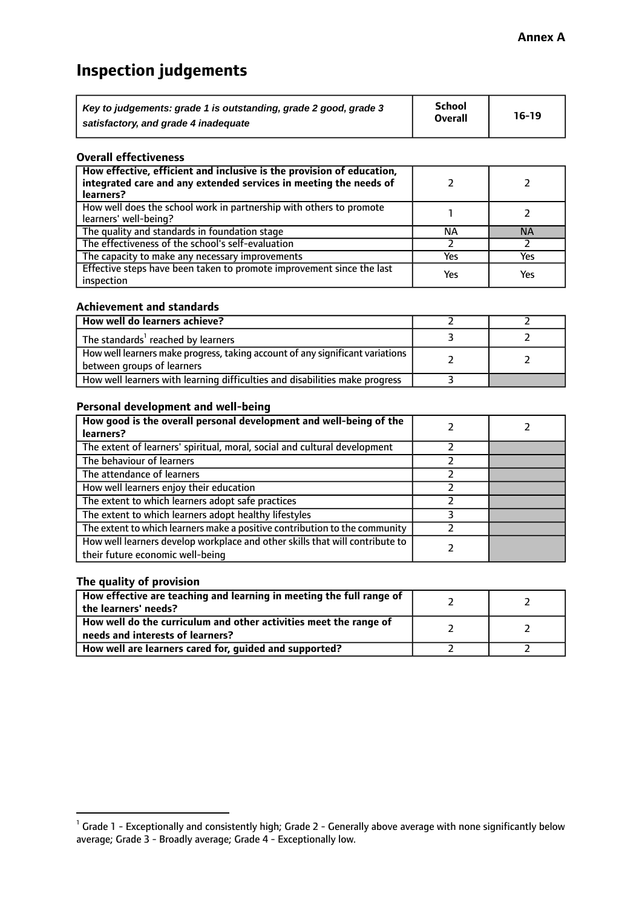**Annex A**

# Inspection judgements

| *Key to judgements: grade 1 is outstanding, grade 2 good, grade 3 satisfactory, and grade 4 inadequate* | School Overall | 16-19 |
|---|---|---|

### Overall effectiveness

| | | |
|---|---|---|
| **How effective, efficient and inclusive is the provision of education, integrated care and any extended services in meeting the needs of learners?** | 2 | 2 |
| How well does the school work in partnership with others to promote learners' well-being? | 1 | 2 |
| The quality and standards in foundation stage | NA | NA |
| The effectiveness of the school's self-evaluation | 2 | 2 |
| The capacity to make any necessary improvements | Yes | Yes |
| Effective steps have been taken to promote improvement since the last inspection | Yes | Yes |

### Achievement and standards

| | | |
|---|---|---|
| **How well do learners achieve?** | 2 | 2 |
| The standards[1] reached by learners | 3 | 2 |
| How well learners make progress, taking account of any significant variations between groups of learners | 2 | 2 |
| How well learners with learning difficulties and disabilities make progress | 3 | |

### Personal development and well-being

| | | |
|---|---|---|
| **How good is the overall personal development and well-being of the learners?** | 2 | 2 |
| The extent of learners' spiritual, moral, social and cultural development | 2 | |
| The behaviour of learners | 2 | |
| The attendance of learners | 2 | |
| How well learners enjoy their education | 2 | |
| The extent to which learners adopt safe practices | 2 | |
| The extent to which learners adopt healthy lifestyles | 3 | |
| The extent to which learners make a positive contribution to the community | 2 | |
| How well learners develop workplace and other skills that will contribute to their future economic well-being | 2 | |

### The quality of provision

| | | |
|---|---|---|
| **How effective are teaching and learning in meeting the full range of the learners' needs?** | 2 | 2 |
| **How well do the curriculum and other activities meet the range of needs and interests of learners?** | 2 | 2 |
| **How well are learners cared for, guided and supported?** | 2 | 2 |

[1] Grade 1 - Exceptionally and consistently high; Grade 2 - Generally above average with none significantly below average; Grade 3 - Broadly average; Grade 4 - Exceptionally low.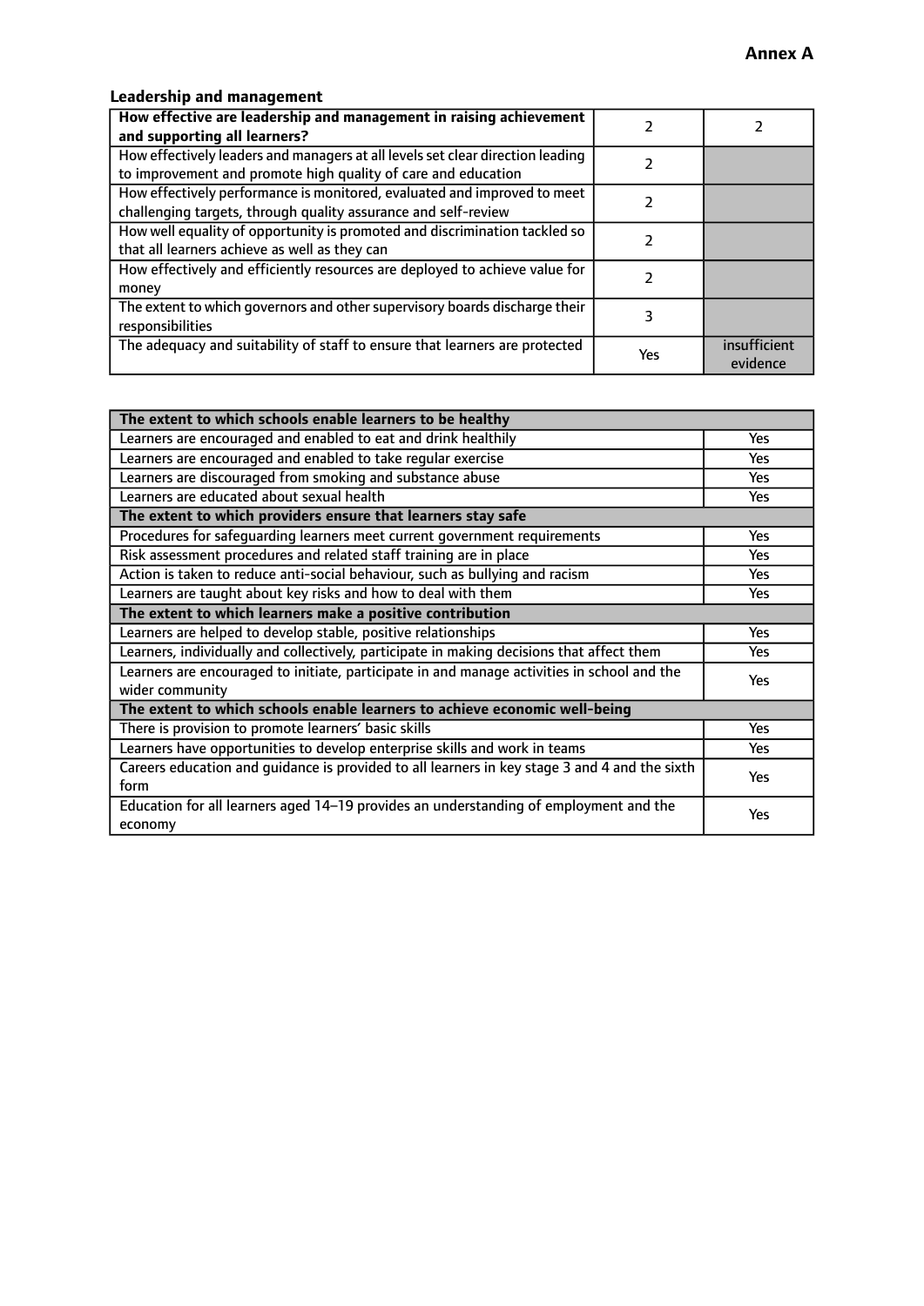**Annex A**

### Leadership and management

| How effective are leadership and management in raising achievement and supporting all learners? | 2 | 2 |
|---|---|---|
| How effectively leaders and managers at all levels set clear direction leading to improvement and promote high quality of care and education | 2 | |
| How effectively performance is monitored, evaluated and improved to meet challenging targets, through quality assurance and self-review | 2 | |
| How well equality of opportunity is promoted and discrimination tackled so that all learners achieve as well as they can | 2 | |
| How effectively and efficiently resources are deployed to achieve value for money | 2 | |
| The extent to which governors and other supervisory boards discharge their responsibilities | 3 | |
| The adequacy and suitability of staff to ensure that learners are protected | Yes | insufficient evidence |

| **The extent to which schools enable learners to be healthy** | |
|---|---|
| Learners are encouraged and enabled to eat and drink healthily | Yes |
| Learners are encouraged and enabled to take regular exercise | Yes |
| Learners are discouraged from smoking and substance abuse | Yes |
| Learners are educated about sexual health | Yes |
| **The extent to which providers ensure that learners stay safe** | |
| Procedures for safeguarding learners meet current government requirements | Yes |
| Risk assessment procedures and related staff training are in place | Yes |
| Action is taken to reduce anti-social behaviour, such as bullying and racism | Yes |
| Learners are taught about key risks and how to deal with them | Yes |
| **The extent to which learners make a positive contribution** | |
| Learners are helped to develop stable, positive relationships | Yes |
| Learners, individually and collectively, participate in making decisions that affect them | Yes |
| Learners are encouraged to initiate, participate in and manage activities in school and the wider community | Yes |
| **The extent to which schools enable learners to achieve economic well-being** | |
| There is provision to promote learners' basic skills | Yes |
| Learners have opportunities to develop enterprise skills and work in teams | Yes |
| Careers education and guidance is provided to all learners in key stage 3 and 4 and the sixth form | Yes |
| Education for all learners aged 14–19 provides an understanding of employment and the economy | Yes |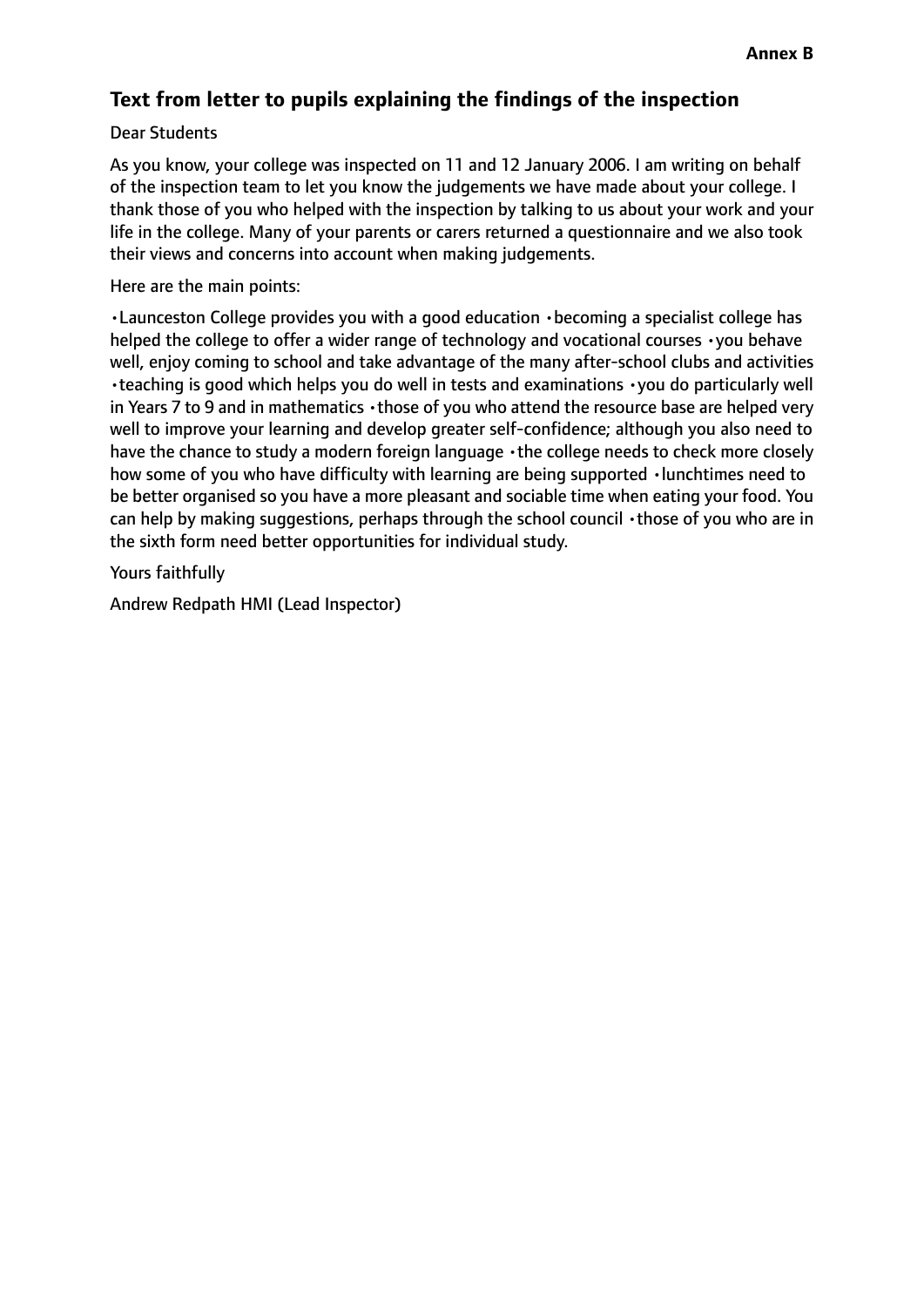Annex B

## Text from letter to pupils explaining the findings of the inspection

Dear Students

As you know, your college was inspected on 11 and 12 January 2006. I am writing on behalf of the inspection team to let you know the judgements we have made about your college. I thank those of you who helped with the inspection by talking to us about your work and your life in the college. Many of your parents or carers returned a questionnaire and we also took their views and concerns into account when making judgements.

Here are the main points:

- Launceston College provides you with a good education
- becoming a specialist college has helped the college to offer a wider range of technology and vocational courses
- you behave well, enjoy coming to school and take advantage of the many after-school clubs and activities
- teaching is good which helps you do well in tests and examinations
- you do particularly well in Years 7 to 9 and in mathematics
- those of you who attend the resource base are helped very well to improve your learning and develop greater self-confidence; although you also need to have the chance to study a modern foreign language
- the college needs to check more closely how some of you who have difficulty with learning are being supported
- lunchtimes need to be better organised so you have a more pleasant and sociable time when eating your food. You can help by making suggestions, perhaps through the school council
- those of you who are in the sixth form need better opportunities for individual study.

Yours faithfully

Andrew Redpath HMI (Lead Inspector)